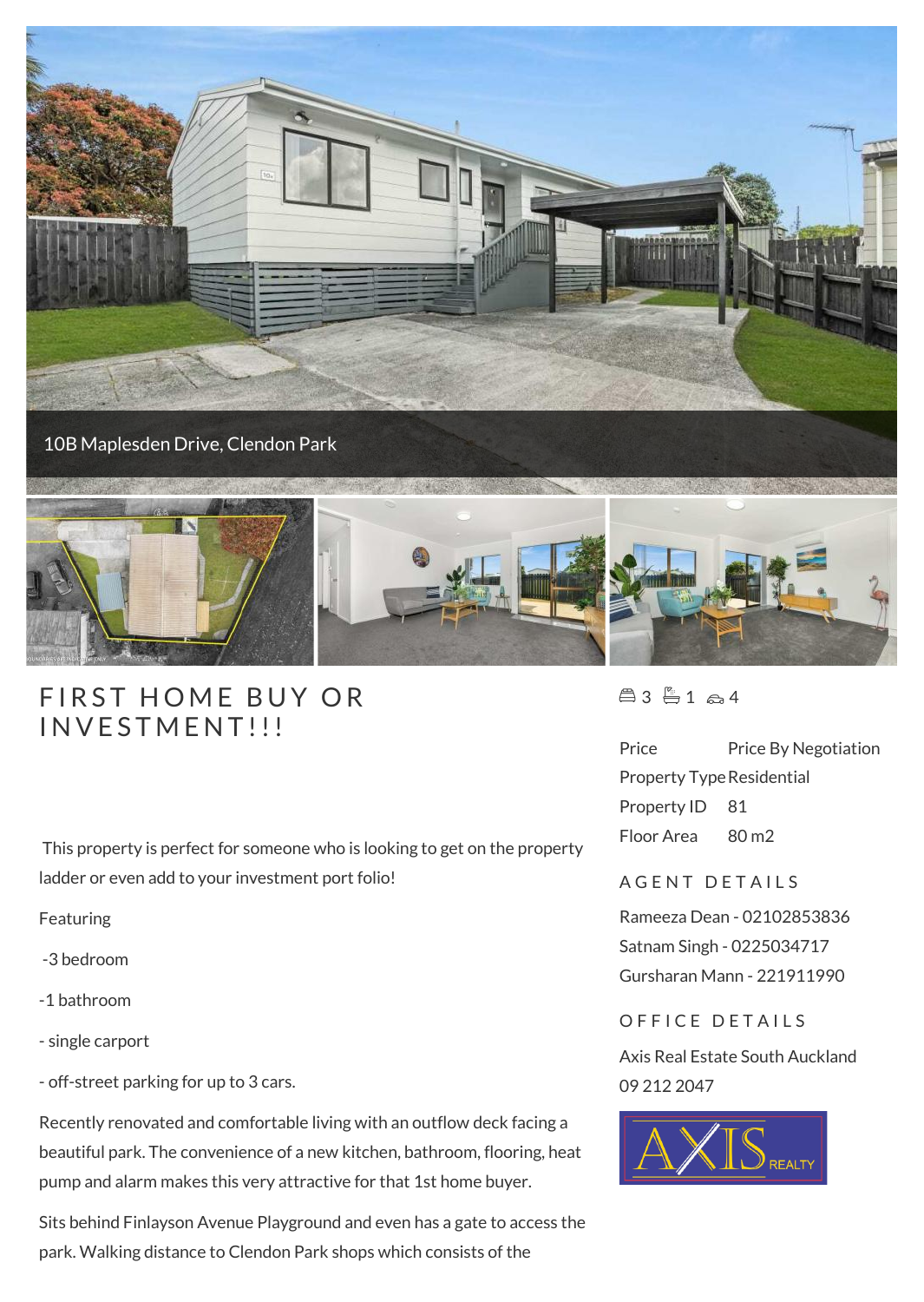10B Maplesden Drive, Clendon Park

# FIRST HOME BUY OR INVESTMENT!!!

3 1 4

| | |
|---|---|
| Price | Price By Negotiation |
| Property Type | Residential |
| Property ID | 81 |
| Floor Area | 80 m2 |

## AGENT DETAILS

Rameeza Dean - 02102853836
Satnam Singh - 0225034717
Gursharan Mann - 221911990

## OFFICE DETAILS

Axis Real Estate South Auckland
09 212 2047

This property is perfect for someone who is looking to get on the property ladder or even add to your investment port folio!

Featuring

-3 bedroom

-1 bathroom

- single carport

- off-street parking for up to 3 cars.

Recently renovated and comfortable living with an outflow deck facing a beautiful park. The convenience of a new kitchen, bathroom, flooring, heat pump and alarm makes this very attractive for that 1st home buyer.

Sits behind Finlayson Avenue Playground and even has a gate to access the park. Walking distance to Clendon Park shops which consists of the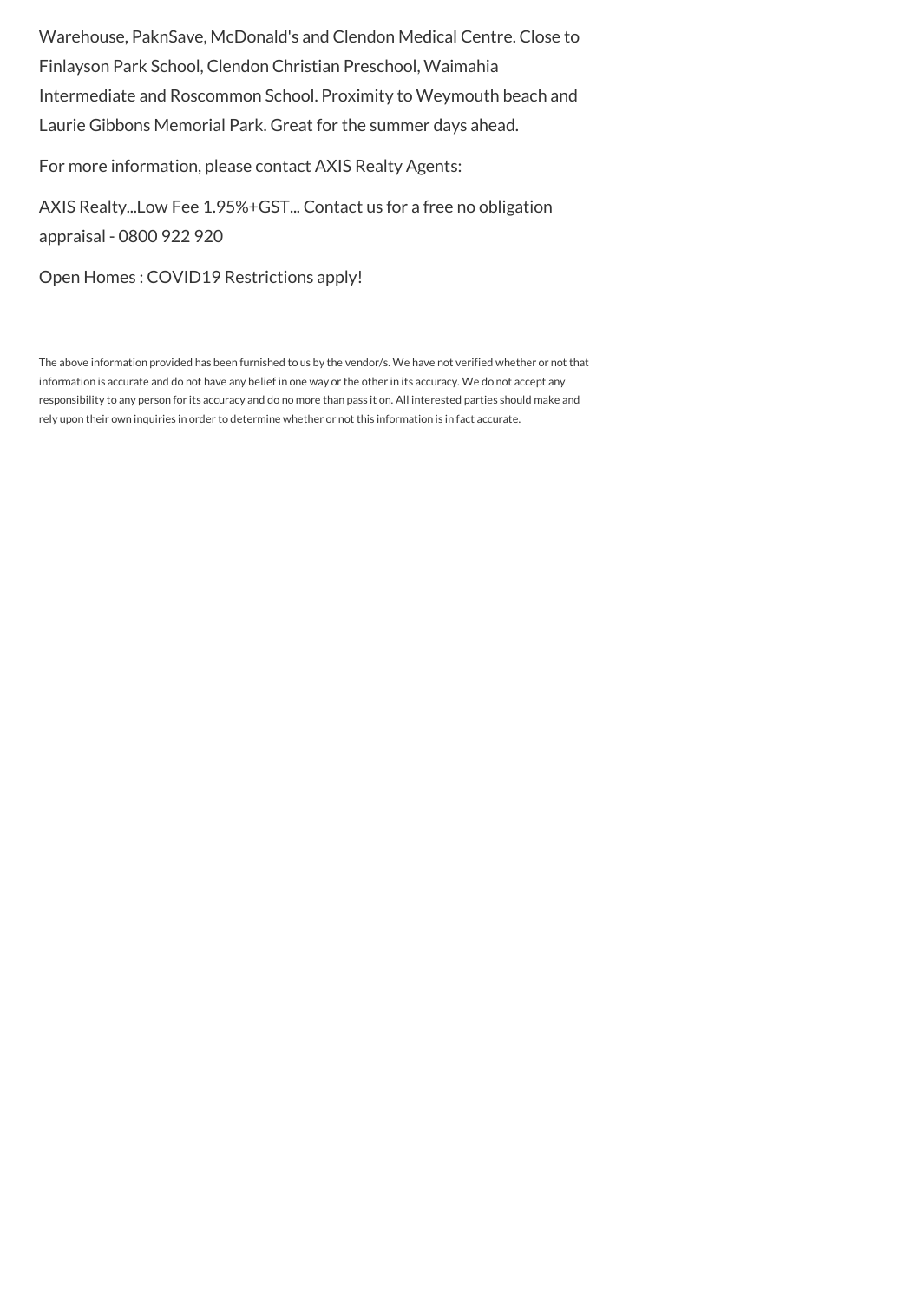Warehouse, PaknSave, McDonald's and Clendon Medical Centre. Close to Finlayson Park School, Clendon Christian Preschool, Waimahia Intermediate and Roscommon School. Proximity to Weymouth beach and Laurie Gibbons Memorial Park. Great for the summer days ahead.

For more information, please contact AXIS Realty Agents:

AXIS Realty...Low Fee 1.95%+GST... Contact us for a free no obligation appraisal - 0800 922 920

Open Homes : COVID19 Restrictions apply!

The above information provided has been furnished to us by the vendor/s. We have not verified whether or not that information is accurate and do not have any belief in one way or the other in its accuracy. We do not accept any responsibility to any person for its accuracy and do no more than pass it on. All interested parties should make and rely upon their own inquiries in order to determine whether or not this information is in fact accurate.